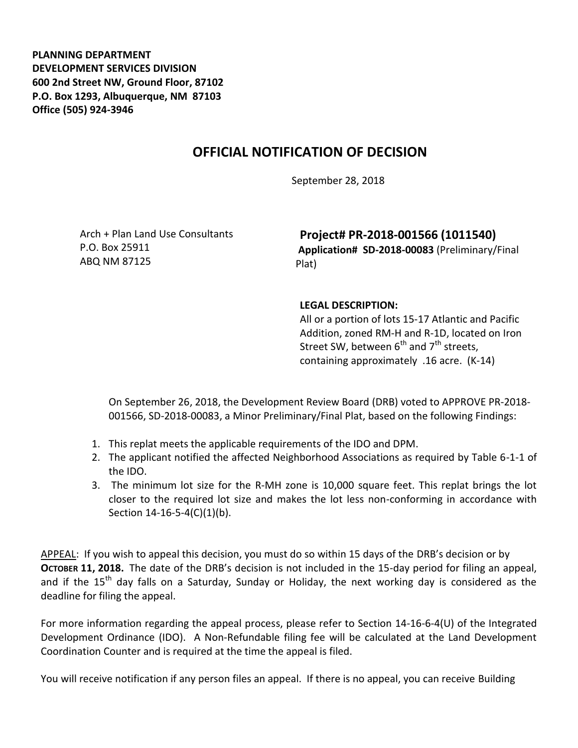**PLANNING DEPARTMENT**
**DEVELOPMENT SERVICES DIVISION**
**600 2nd Street NW, Ground Floor, 87102**
**P.O. Box 1293, Albuquerque, NM 87103**
**Office (505) 924-3946**

# OFFICIAL NOTIFICATION OF DECISION

September 28, 2018

Arch + Plan Land Use Consultants
P.O. Box 25911
ABQ NM 87125

**Project# PR-2018-001566 (1011540)**
**Application# SD-2018-00083** (Preliminary/Final Plat)

**LEGAL DESCRIPTION:**
All or a portion of lots 15-17 Atlantic and Pacific Addition, zoned RM-H and R-1D, located on Iron Street SW, between 6th and 7th streets, containing approximately .16 acre. (K-14)

On September 26, 2018, the Development Review Board (DRB) voted to APPROVE PR-2018-001566, SD-2018-00083, a Minor Preliminary/Final Plat, based on the following Findings:

1. This replat meets the applicable requirements of the IDO and DPM.
2. The applicant notified the affected Neighborhood Associations as required by Table 6-1-1 of the IDO.
3. The minimum lot size for the R-MH zone is 10,000 square feet. This replat brings the lot closer to the required lot size and makes the lot less non-conforming in accordance with Section 14-16-5-4(C)(1)(b).

APPEAL: If you wish to appeal this decision, you must do so within 15 days of the DRB's decision or by **OCTOBER 11, 2018.** The date of the DRB's decision is not included in the 15-day period for filing an appeal, and if the 15th day falls on a Saturday, Sunday or Holiday, the next working day is considered as the deadline for filing the appeal.

For more information regarding the appeal process, please refer to Section 14-16-6-4(U) of the Integrated Development Ordinance (IDO). A Non-Refundable filing fee will be calculated at the Land Development Coordination Counter and is required at the time the appeal is filed.

You will receive notification if any person files an appeal. If there is no appeal, you can receive Building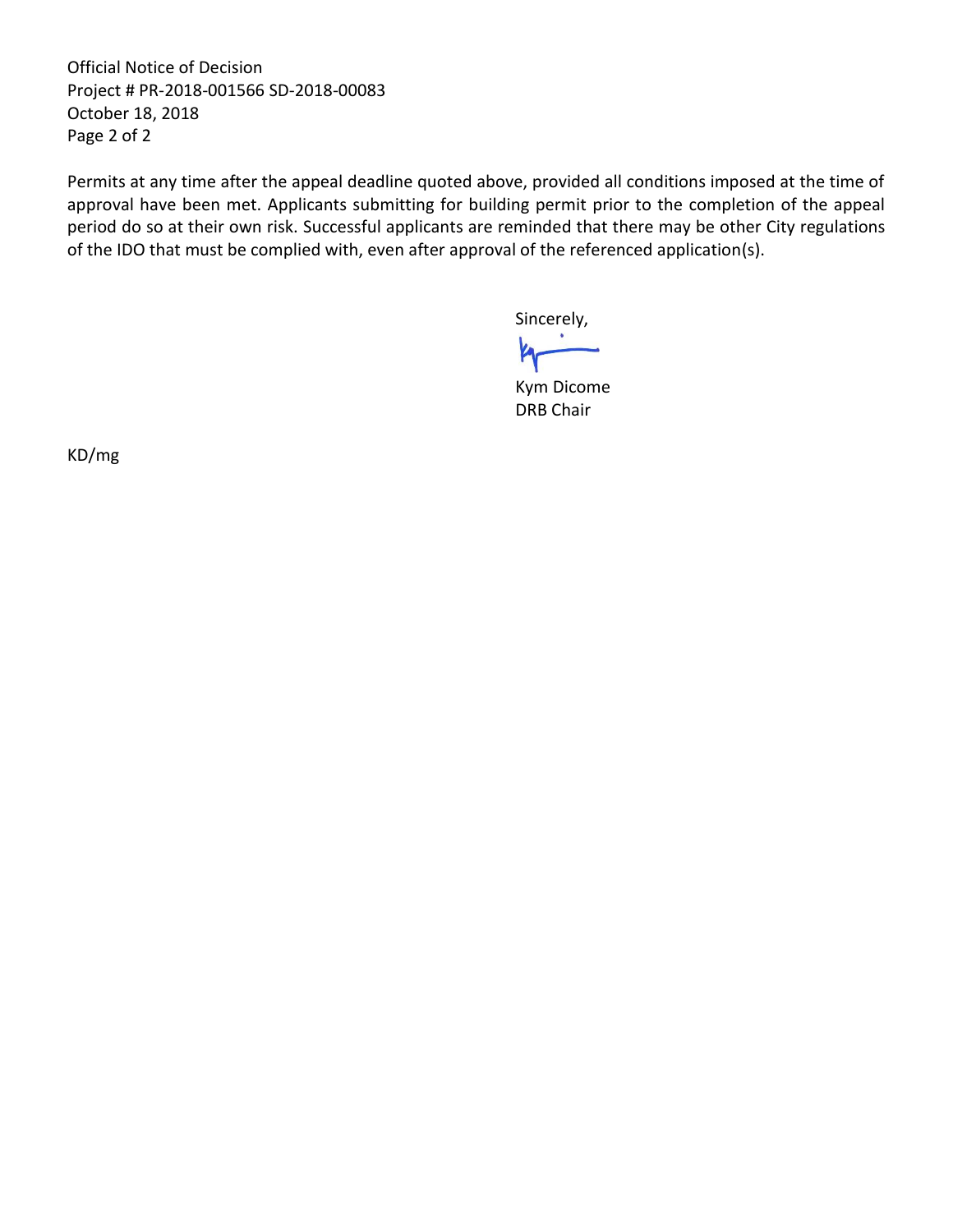Official Notice of Decision
Project # PR-2018-001566 SD-2018-00083
October 18, 2018

Permits at any time after the appeal deadline quoted above, provided all conditions imposed at the time of approval have been met. Applicants submitting for building permit prior to the completion of the appeal period do so at their own risk. Successful applicants are reminded that there may be other City regulations of the IDO that must be complied with, even after approval of the referenced application(s).

Sincerely,

Kym Dicome
DRB Chair

KD/mg